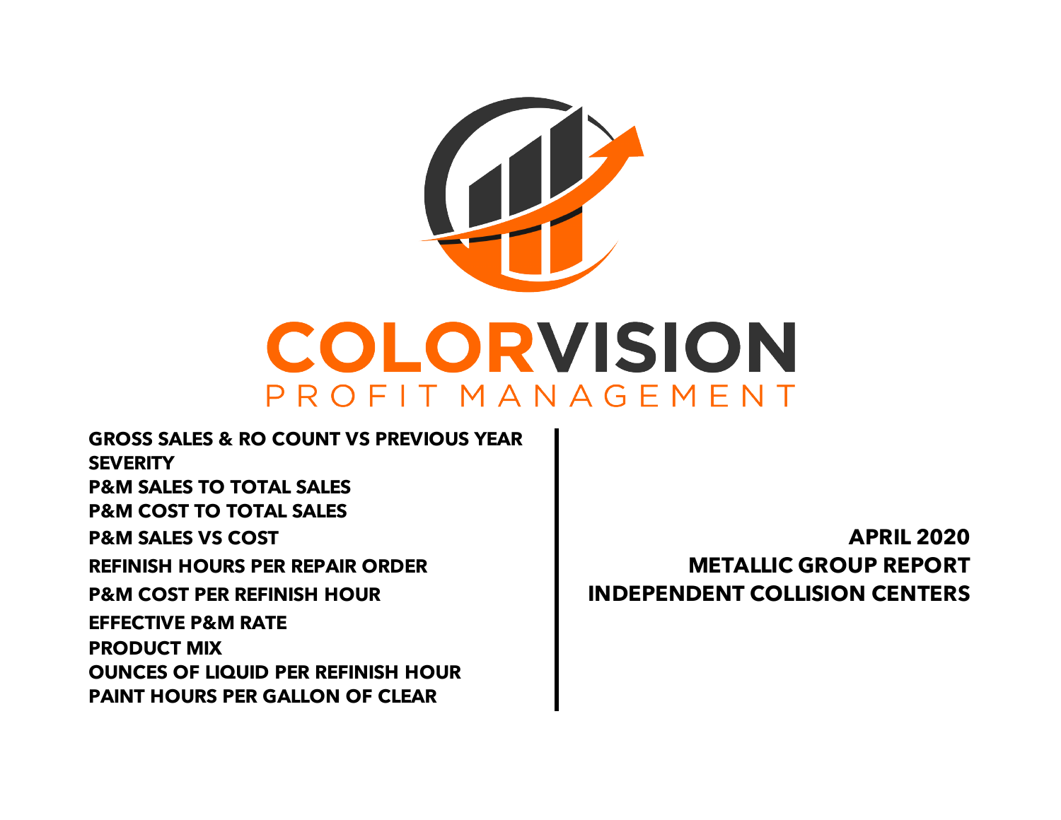# COLORVISION

PROFIT MANAGEMENT

**GROSS SALES & RO COUNT VS PREVIOUS YEAR**
**SEVERITY**
**P&M SALES TO TOTAL SALES**
**P&M COST TO TOTAL SALES**
**P&M SALES VS COST**
**REFINISH HOURS PER REPAIR ORDER**
**P&M COST PER REFINISH HOUR**
**EFFECTIVE P&M RATE**
**PRODUCT MIX**
**OUNCES OF LIQUID PER REFINISH HOUR**
**PAINT HOURS PER GALLON OF CLEAR**

**APRIL 2020**
**METALLIC GROUP REPORT**
**INDEPENDENT COLLISION CENTERS**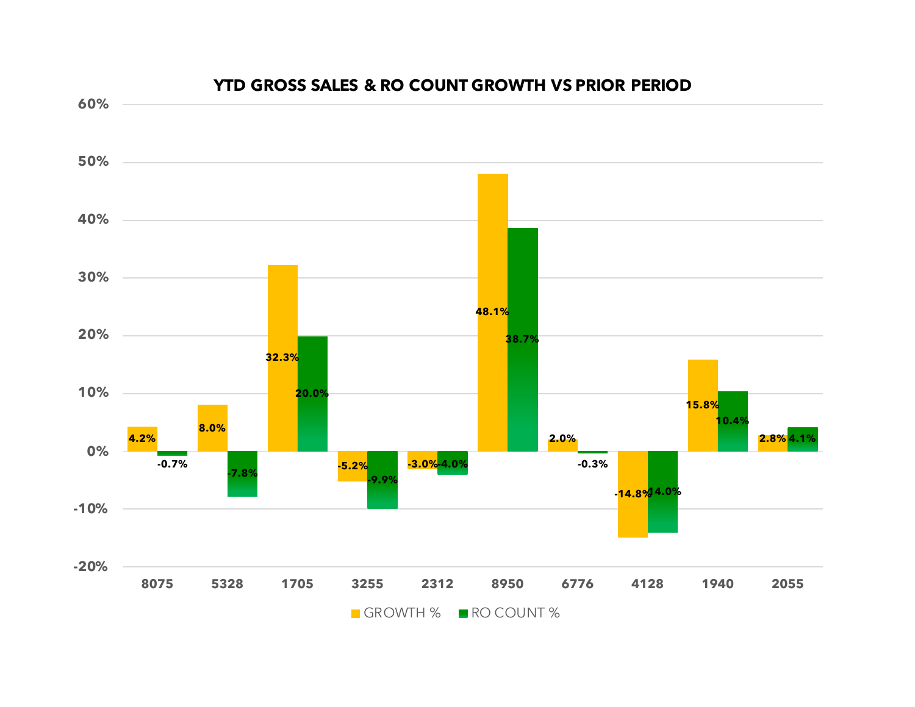## YTD GROSS SALES & RO COUNT GROWTH VS PRIOR PERIOD

| Store | GROWTH % | RO COUNT % |
| --- | --- | --- |
| 8075 | 4.2% | -0.7% |
| 5328 | 8.0% | -7.8% |
| 1705 | 32.3% | 20.0% |
| 3255 | -5.2% | -9.9% |
| 2312 | -3.0% | -4.0% |
| 8950 | 48.1% | 38.7% |
| 6776 | 2.0% | -0.3% |
| 4128 | -14.8% | -14.0% |
| 1940 | 15.8% | 10.4% |
| 2055 | 2.8% | 4.1% |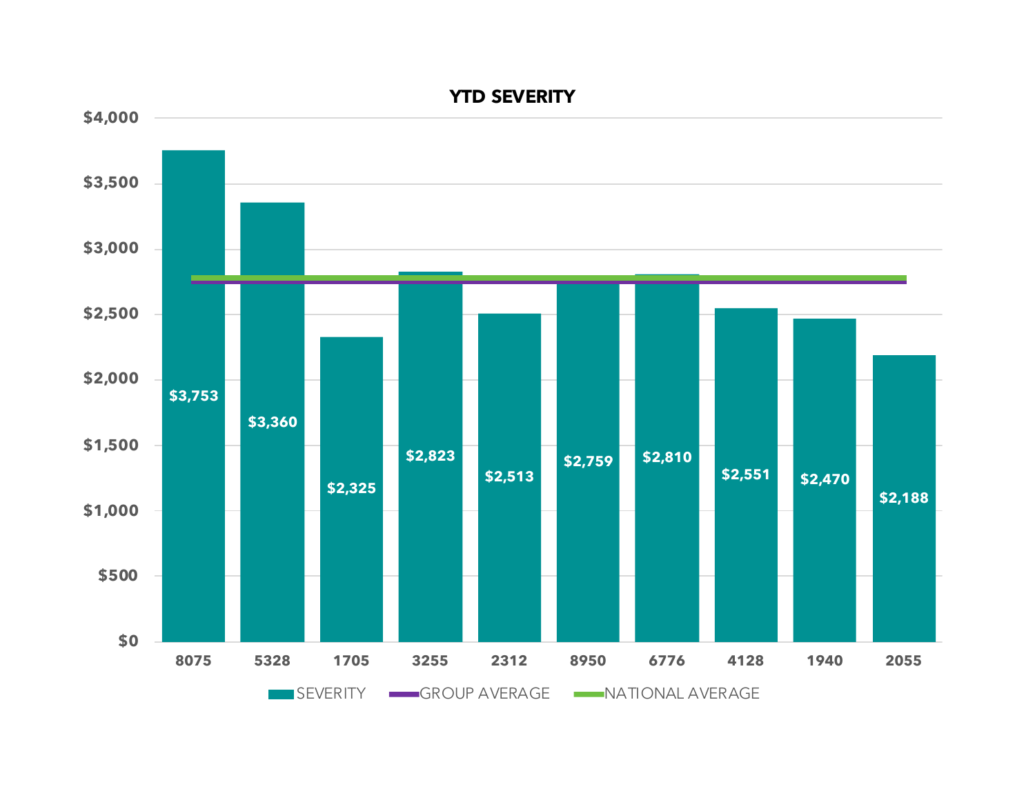## YTD SEVERITY

| | 8075 | 5328 | 1705 | 3255 | 2312 | 8950 | 6776 | 4128 | 1940 | 2055 |
|---|---|---|---|---|---|---|---|---|---|---|
| SEVERITY | $3,753 | $3,360 | $2,325 | $2,823 | $2,513 | $2,759 | $2,810 | $2,551 | $2,470 | $2,188 |

Legend: SEVERITY, GROUP AVERAGE, NATIONAL AVERAGE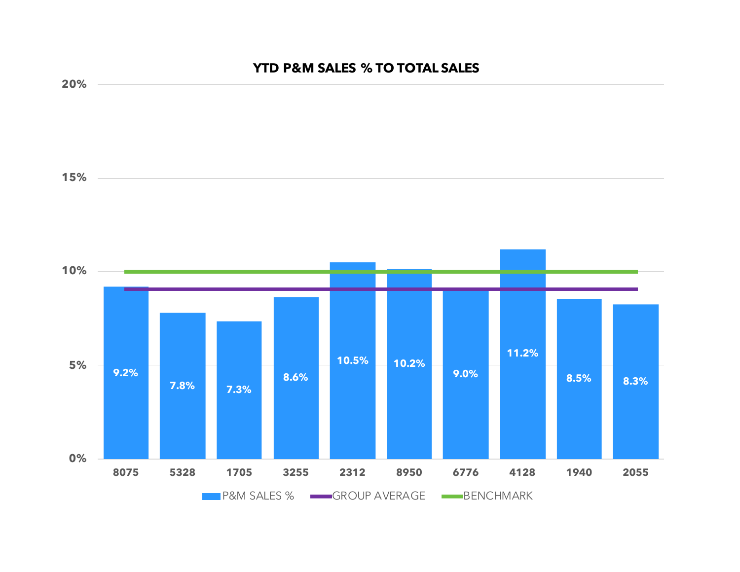# YTD P&M SALES % TO TOTAL SALES

| Store | P&M SALES % |
|---|---|
| 8075 | 9.2% |
| 5328 | 7.8% |
| 1705 | 7.3% |
| 3255 | 8.6% |
| 2312 | 10.5% |
| 8950 | 10.2% |
| 6776 | 9.0% |
| 4128 | 11.2% |
| 1940 | 8.5% |
| 2055 | 8.3% |

P&M SALES % | GROUP AVERAGE | BENCHMARK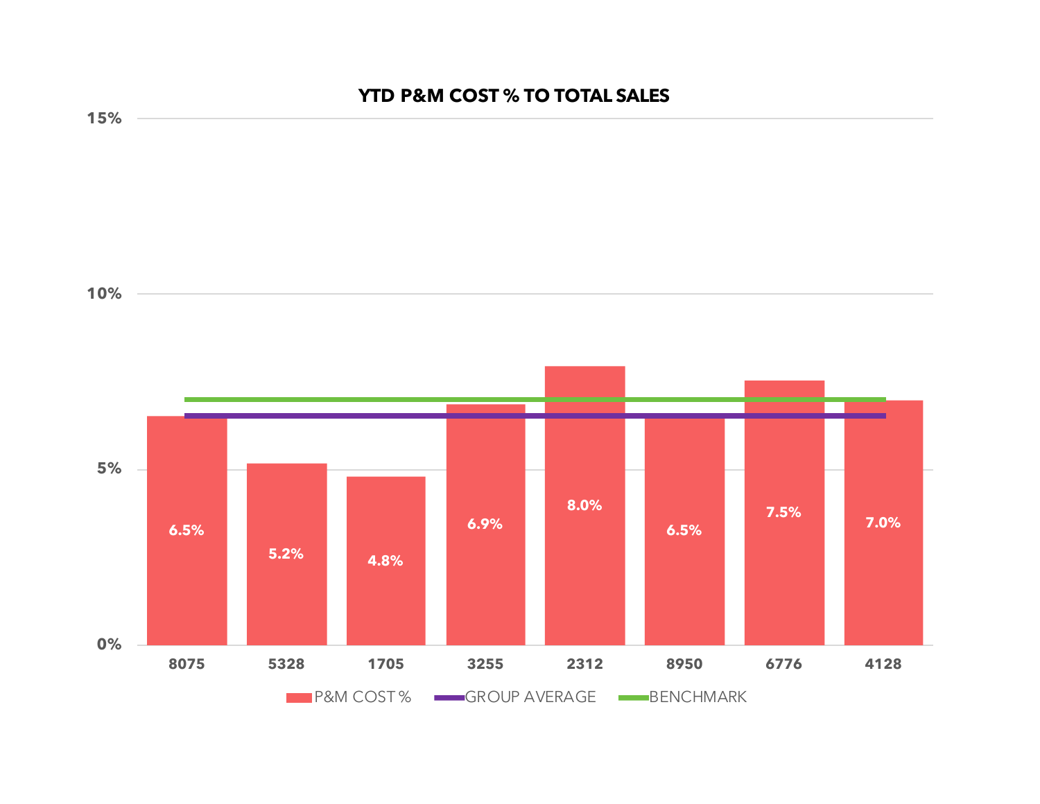## YTD P&M COST % TO TOTAL SALES

| Store | P&M COST % |
|---|---|
| 8075 | 6.5% |
| 5328 | 5.2% |
| 1705 | 4.8% |
| 3255 | 6.9% |
| 2312 | 8.0% |
| 8950 | 6.5% |
| 6776 | 7.5% |
| 4128 | 7.0% |

P&M COST % — GROUP AVERAGE — BENCHMARK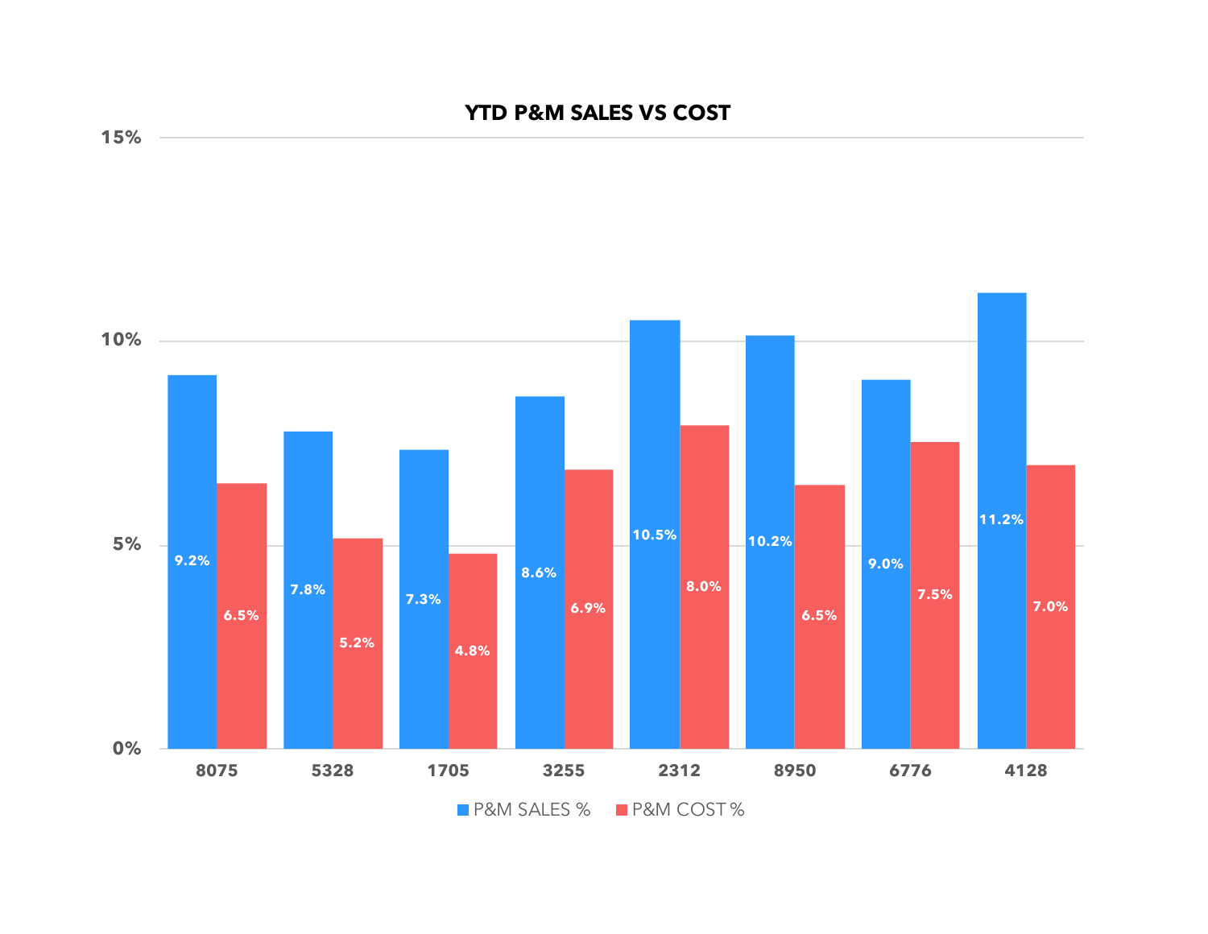## YTD P&M SALES VS COST

| | 8075 | 5328 | 1705 | 3255 | 2312 | 8950 | 6776 | 4128 |
|---|---|---|---|---|---|---|---|---|
| P&M SALES % | 9.2% | 7.8% | 7.3% | 8.6% | 10.5% | 10.2% | 9.0% | 11.2% |
| P&M COST % | 6.5% | 5.2% | 4.8% | 6.9% | 8.0% | 6.5% | 7.5% | 7.0% |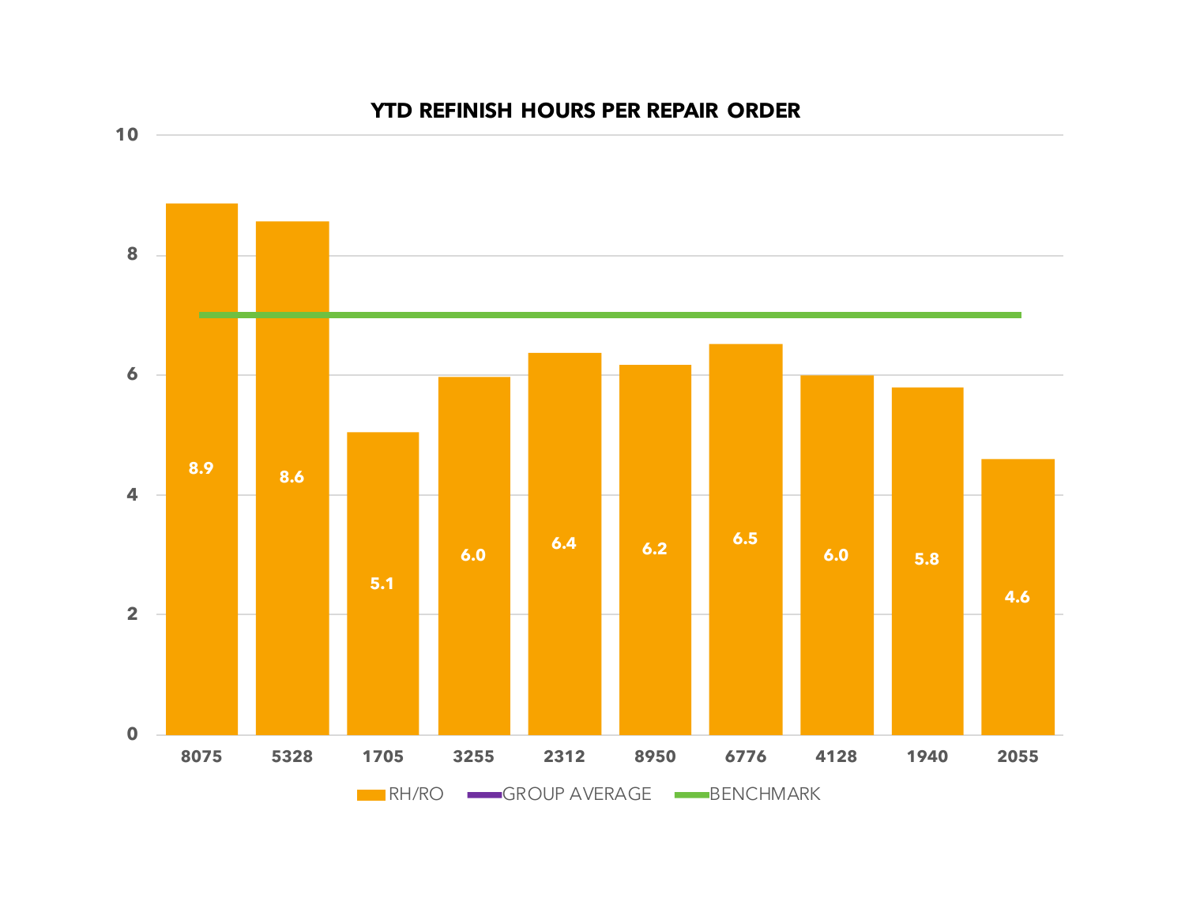## YTD REFINISH HOURS PER REPAIR ORDER

| Location | RH/RO |
|---|---|
| 8075 | 8.9 |
| 5328 | 8.6 |
| 1705 | 5.1 |
| 3255 | 6.0 |
| 2312 | 6.4 |
| 8950 | 6.2 |
| 6776 | 6.5 |
| 4128 | 6.0 |
| 1940 | 5.8 |
| 2055 | 4.6 |

Legend: RH/RO, GROUP AVERAGE, BENCHMARK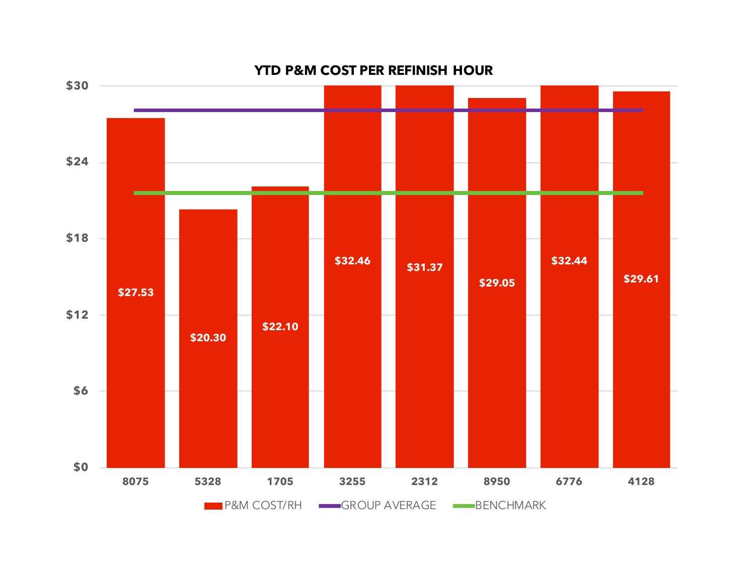## YTD P&M COST PER REFINISH HOUR

| | P&M COST/RH |
|---|---|
| 8075 | $27.53 |
| 5328 | $20.30 |
| 1705 | $22.10 |
| 3255 | $32.46 |
| 2312 | $31.37 |
| 8950 | $29.05 |
| 6776 | $32.44 |
| 4128 | $29.61 |

P&M COST/RH — GROUP AVERAGE — BENCHMARK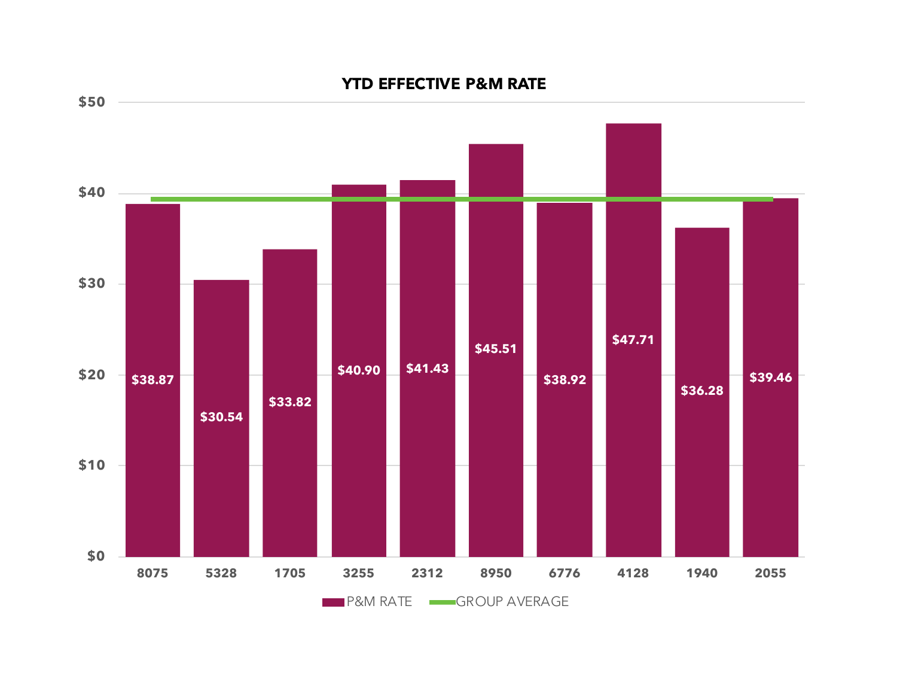## YTD EFFECTIVE P&M RATE

| | P&M RATE |
|---|---|
| 8075 | $38.87 |
| 5328 | $30.54 |
| 1705 | $33.82 |
| 3255 | $40.90 |
| 2312 | $41.43 |
| 8950 | $45.51 |
| 6776 | $38.92 |
| 4128 | $47.71 |
| 1940 | $36.28 |
| 2055 | $39.46 |

P&M RATE — GROUP AVERAGE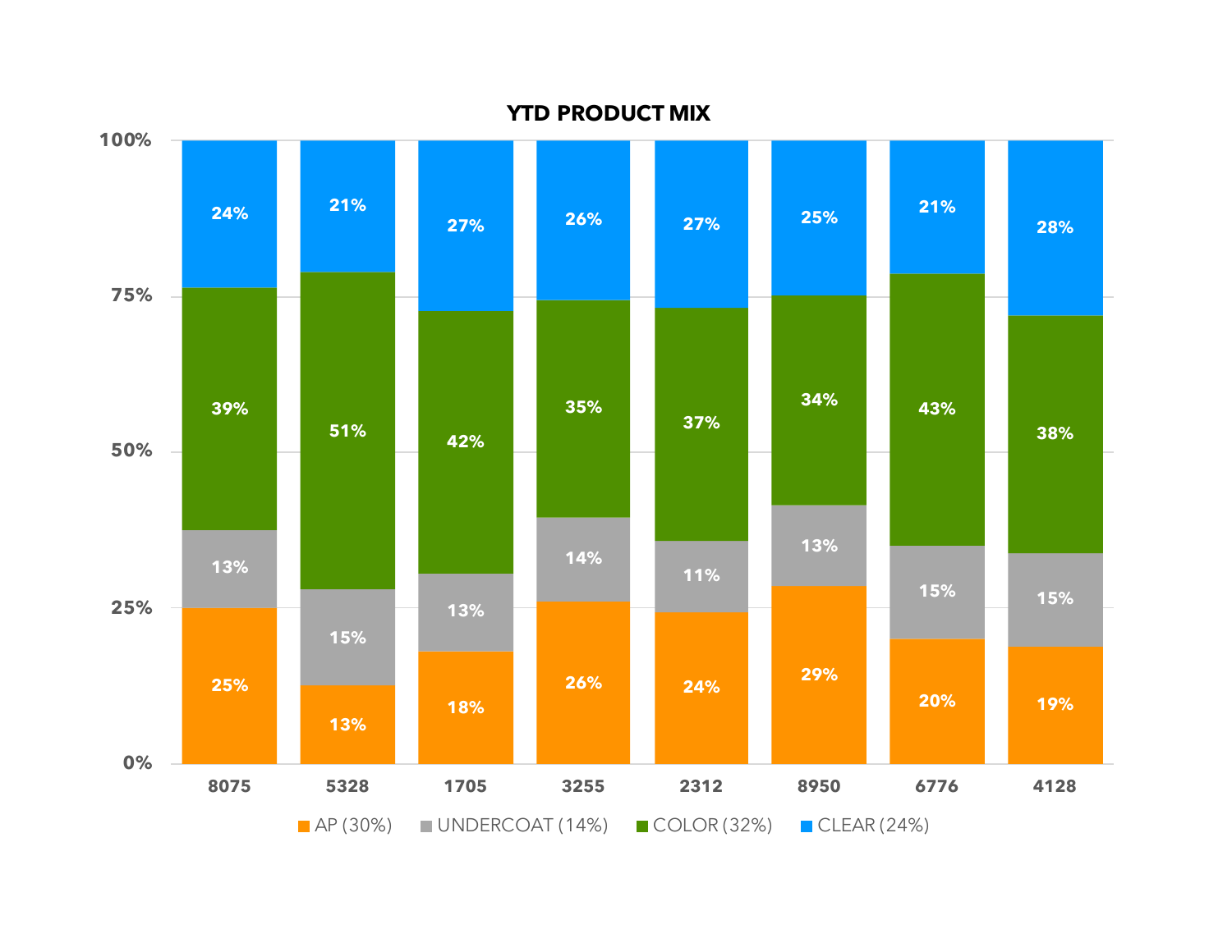## YTD PRODUCT MIX

| | 8075 | 5328 | 1705 | 3255 | 2312 | 8950 | 6776 | 4128 |
|---|---|---|---|---|---|---|---|---|
| CLEAR (24%) | 24% | 21% | 27% | 26% | 27% | 25% | 21% | 28% |
| COLOR (32%) | 39% | 51% | 42% | 35% | 37% | 34% | 43% | 38% |
| UNDERCOAT (14%) | 13% | 15% | 13% | 14% | 11% | 13% | 15% | 15% |
| AP (30%) | 25% | 13% | 18% | 26% | 24% | 29% | 20% | 19% |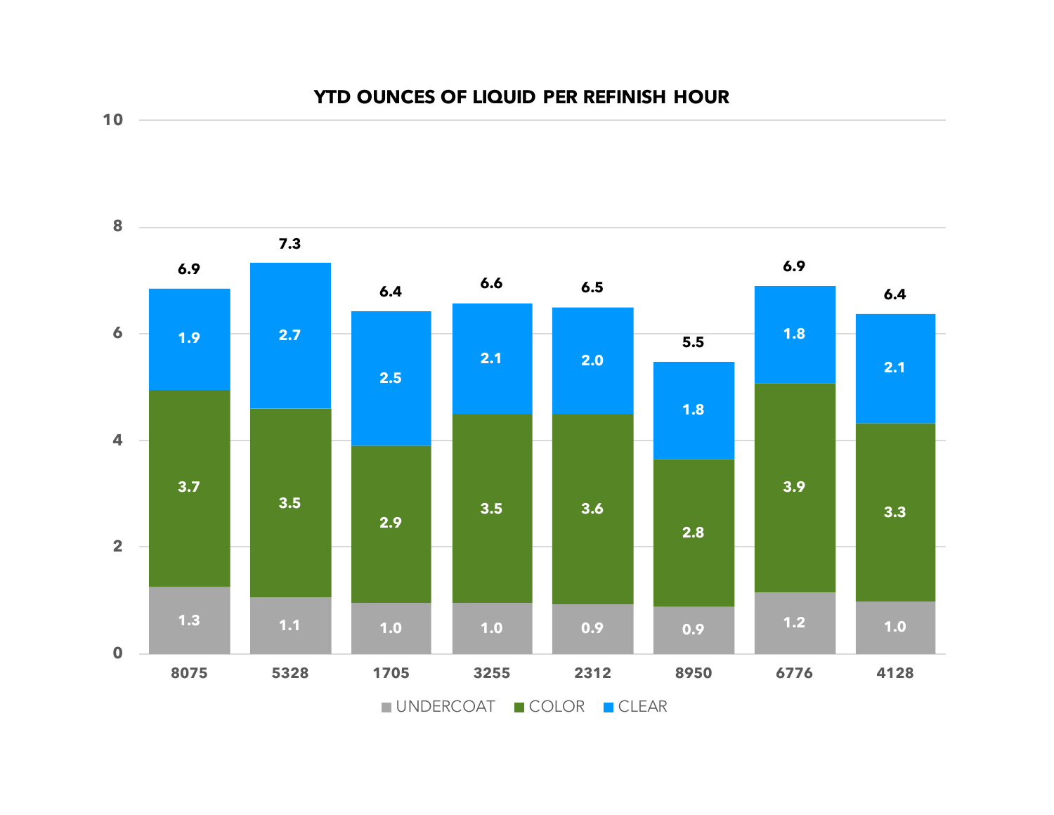## YTD OUNCES OF LIQUID PER REFINISH HOUR

| | 8075 | 5328 | 1705 | 3255 | 2312 | 8950 | 6776 | 4128 |
|---|---|---|---|---|---|---|---|---|
| UNDERCOAT | 1.3 | 1.1 | 1.0 | 1.0 | 0.9 | 0.9 | 1.2 | 1.0 |
| COLOR | 3.7 | 3.5 | 2.9 | 3.5 | 3.6 | 2.8 | 3.9 | 3.3 |
| CLEAR | 1.9 | 2.7 | 2.5 | 2.1 | 2.0 | 1.8 | 1.8 | 2.1 |
| Total | 6.9 | 7.3 | 6.4 | 6.6 | 6.5 | 5.5 | 6.9 | 6.4 |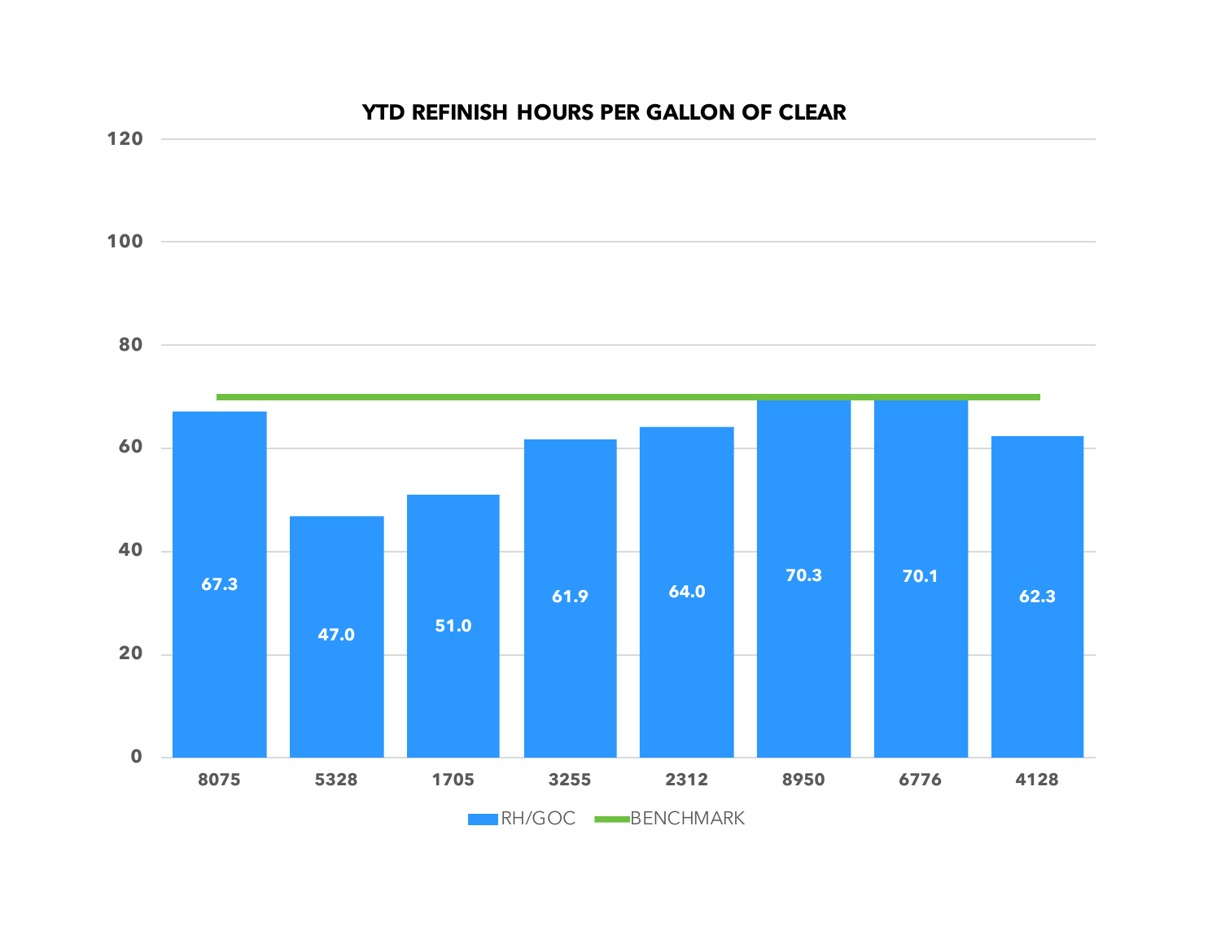YTD REFINISH HOURS PER GALLON OF CLEAR

120

100

80

60

40

20

0

67.3

47.0

51.0

61.9

64.0

70.3

70.1

62.3

8075

5328

1705

3255

2312

8950

6776

4128

RH/GOC

BENCHMARK